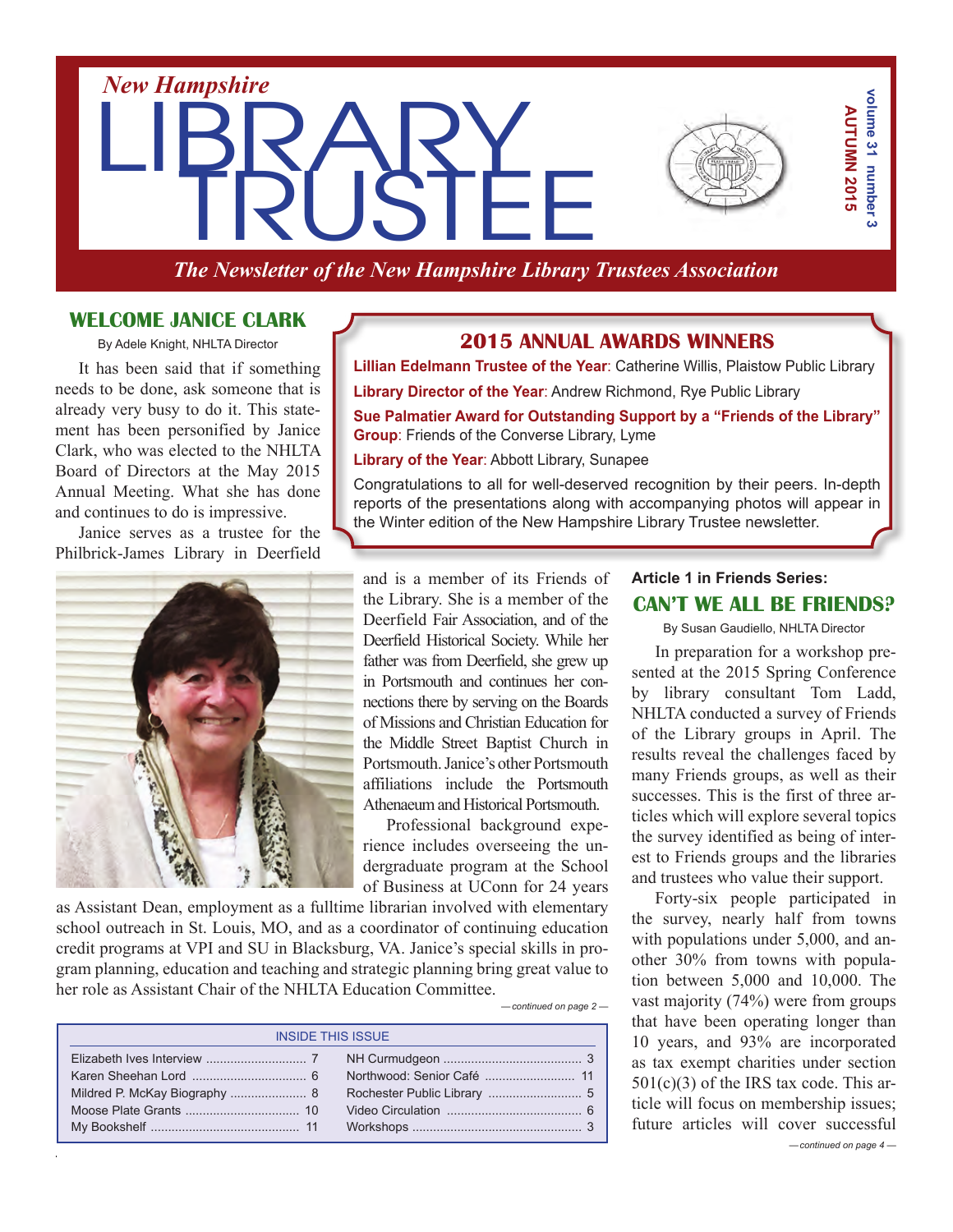*New Hampshire*

# LIBRARY TRUSTEE

volume 31 number 3
AUTUMN 2015

*The Newsletter of the New Hampshire Library Trustees Association*

## WELCOME JANICE CLARK

By Adele Knight, NHLTA Director

It has been said that if something needs to be done, ask someone that is already very busy to do it. This statement has been personified by Janice Clark, who was elected to the NHLTA Board of Directors at the May 2015 Annual Meeting. What she has done and continues to do is impressive.

Janice serves as a trustee for the Philbrick-James Library in Deerfield and is a member of its Friends of the Library. She is a member of the Deerfield Fair Association, and of the Deerfield Historical Society. While her father was from Deerfield, she grew up in Portsmouth and continues her connections there by serving on the Boards of Missions and Christian Education for the Middle Street Baptist Church in Portsmouth. Janice's other Portsmouth affiliations include the Portsmouth Athenaeum and Historical Portsmouth.

Professional background experience includes overseeing the undergraduate program at the School of Business at UConn for 24 years as Assistant Dean, employment as a fulltime librarian involved with elementary school outreach in St. Louis, MO, and as a coordinator of continuing education credit programs at VPI and SU in Blacksburg, VA. Janice's special skills in program planning, education and teaching and strategic planning bring great value to her role as Assistant Chair of the NHLTA Education Committee.

*— continued on page 2 —*

## 2015 ANNUAL AWARDS WINNERS

**Lillian Edelmann Trustee of the Year**: Catherine Willis, Plaistow Public Library

**Library Director of the Year**: Andrew Richmond, Rye Public Library

**Sue Palmatier Award for Outstanding Support by a "Friends of the Library" Group**: Friends of the Converse Library, Lyme

**Library of the Year**: Abbott Library, Sunapee

Congratulations to all for well-deserved recognition by their peers. In-depth reports of the presentations along with accompanying photos will appear in the Winter edition of the New Hampshire Library Trustee newsletter.

**Article 1 in Friends Series:**

## CAN'T WE ALL BE FRIENDS?

By Susan Gaudiello, NHLTA Director

In preparation for a workshop presented at the 2015 Spring Conference by library consultant Tom Ladd, NHLTA conducted a survey of Friends of the Library groups in April. The results reveal the challenges faced by many Friends groups, as well as their successes. This is the first of three articles which will explore several topics the survey identified as being of interest to Friends groups and the libraries and trustees who value their support.

Forty-six people participated in the survey, nearly half from towns with populations under 5,000, and another 30% from towns with population between 5,000 and 10,000. The vast majority (74%) were from groups that have been operating longer than 10 years, and 93% are incorporated as tax exempt charities under section 501(c)(3) of the IRS tax code. This article will focus on membership issues; future articles will cover successful

*— continued on page 4 —*

| INSIDE THIS ISSUE | | | |
|---|---|---|---|
| Elizabeth Ives Interview | 7 | NH Curmudgeon | 3 |
| Karen Sheehan Lord | 6 | Northwood: Senior Café | 11 |
| Mildred P. McKay Biography | 8 | Rochester Public Library | 5 |
| Moose Plate Grants | 10 | Video Circulation | 6 |
| My Bookshelf | 11 | Workshops | 3 |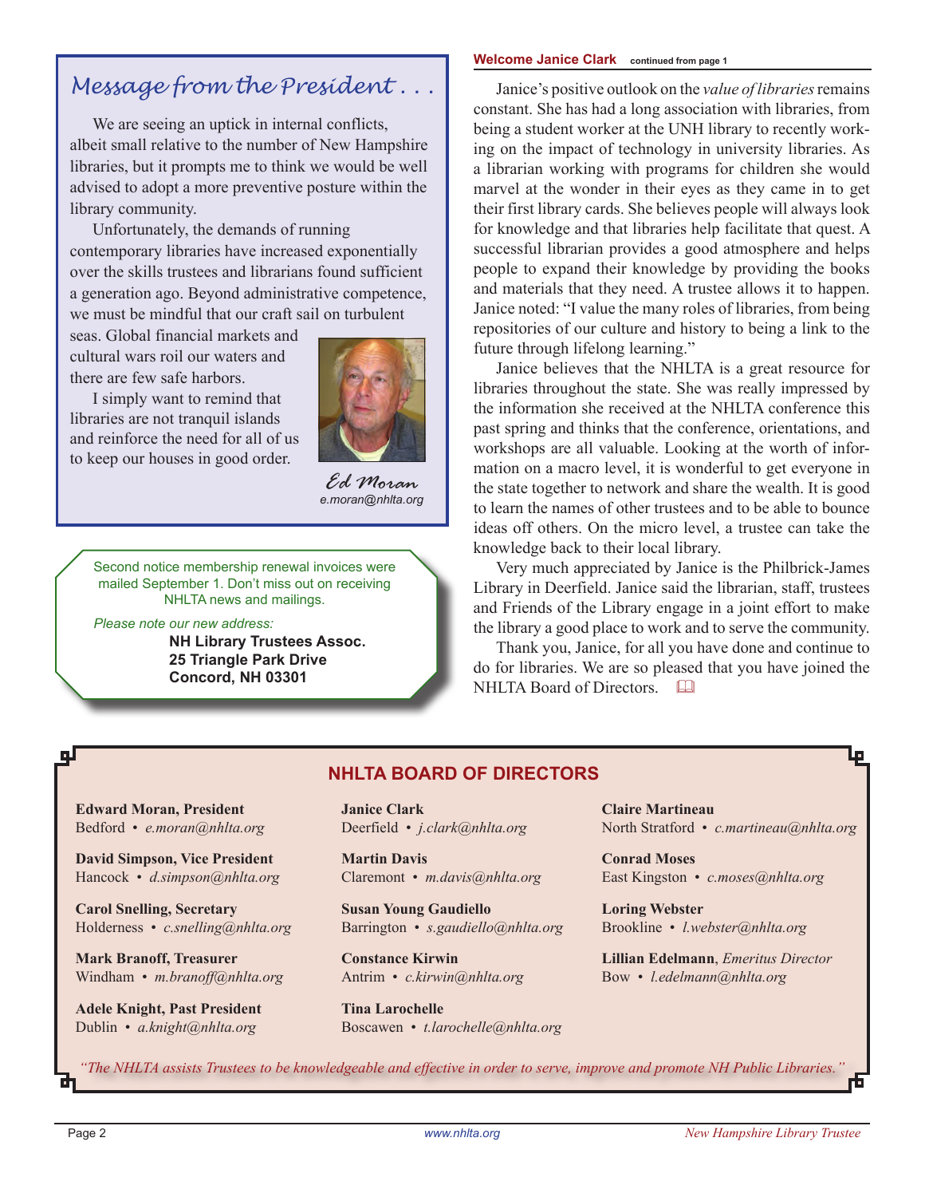## Message from the President . . .

We are seeing an uptick in internal conflicts, albeit small relative to the number of New Hampshire libraries, but it prompts me to think we would be well advised to adopt a more preventive posture within the library community.

Unfortunately, the demands of running contemporary libraries have increased exponentially over the skills trustees and librarians found sufficient a generation ago. Beyond administrative competence, we must be mindful that our craft sail on turbulent seas. Global financial markets and cultural wars roil our waters and there are few safe harbors.

I simply want to remind that libraries are not tranquil islands and reinforce the need for all of us to keep our houses in good order.

*Ed Moran*
*e.moran@nhlta.org*

Second notice membership renewal invoices were mailed September 1. Don't miss out on receiving NHLTA news and mailings.

*Please note our new address:*

**NH Library Trustees Assoc.**
**25 Triangle Park Drive**
**Concord, NH 03301**

**Welcome Janice Clark** continued from page 1

Janice's positive outlook on the *value of libraries* remains constant. She has had a long association with libraries, from being a student worker at the UNH library to recently working on the impact of technology in university libraries. As a librarian working with programs for children she would marvel at the wonder in their eyes as they came in to get their first library cards. She believes people will always look for knowledge and that libraries help facilitate that quest. A successful librarian provides a good atmosphere and helps people to expand their knowledge by providing the books and materials that they need. A trustee allows it to happen. Janice noted: "I value the many roles of libraries, from being repositories of our culture and history to being a link to the future through lifelong learning."

Janice believes that the NHLTA is a great resource for libraries throughout the state. She was really impressed by the information she received at the NHLTA conference this past spring and thinks that the conference, orientations, and workshops are all valuable. Looking at the worth of information on a macro level, it is wonderful to get everyone in the state together to network and share the wealth. It is good to learn the names of other trustees and to be able to bounce ideas off others. On the micro level, a trustee can take the knowledge back to their local library.

Very much appreciated by Janice is the Philbrick-James Library in Deerfield. Janice said the librarian, staff, trustees and Friends of the Library engage in a joint effort to make the library a good place to work and to serve the community.

Thank you, Janice, for all you have done and continue to do for libraries. We are so pleased that you have joined the NHLTA Board of Directors.

## NHLTA BOARD OF DIRECTORS

**Edward Moran, President**
Bedford • *e.moran@nhlta.org*

**David Simpson, Vice President**
Hancock • *d.simpson@nhlta.org*

**Carol Snelling, Secretary**
Holderness • *c.snelling@nhlta.org*

**Mark Branoff, Treasurer**
Windham • *m.branoff@nhlta.org*

**Adele Knight, Past President**
Dublin • *a.knight@nhlta.org*

**Janice Clark**
Deerfield • *j.clark@nhlta.org*

**Martin Davis**
Claremont • *m.davis@nhlta.org*

**Susan Young Gaudiello**
Barrington • *s.gaudiello@nhlta.org*

**Constance Kirwin**
Antrim • *c.kirwin@nhlta.org*

**Tina Larochelle**
Boscawen • *t.larochelle@nhlta.org*

**Claire Martineau**
North Stratford • *c.martineau@nhlta.org*

**Conrad Moses**
East Kingston • *c.moses@nhlta.org*

**Loring Webster**
Brookline • *l.webster@nhlta.org*

**Lillian Edelmann**, *Emeritus Director*
Bow • *l.edelmann@nhlta.org*

*"The NHLTA assists Trustees to be knowledgeable and effective in order to serve, improve and promote NH Public Libraries."*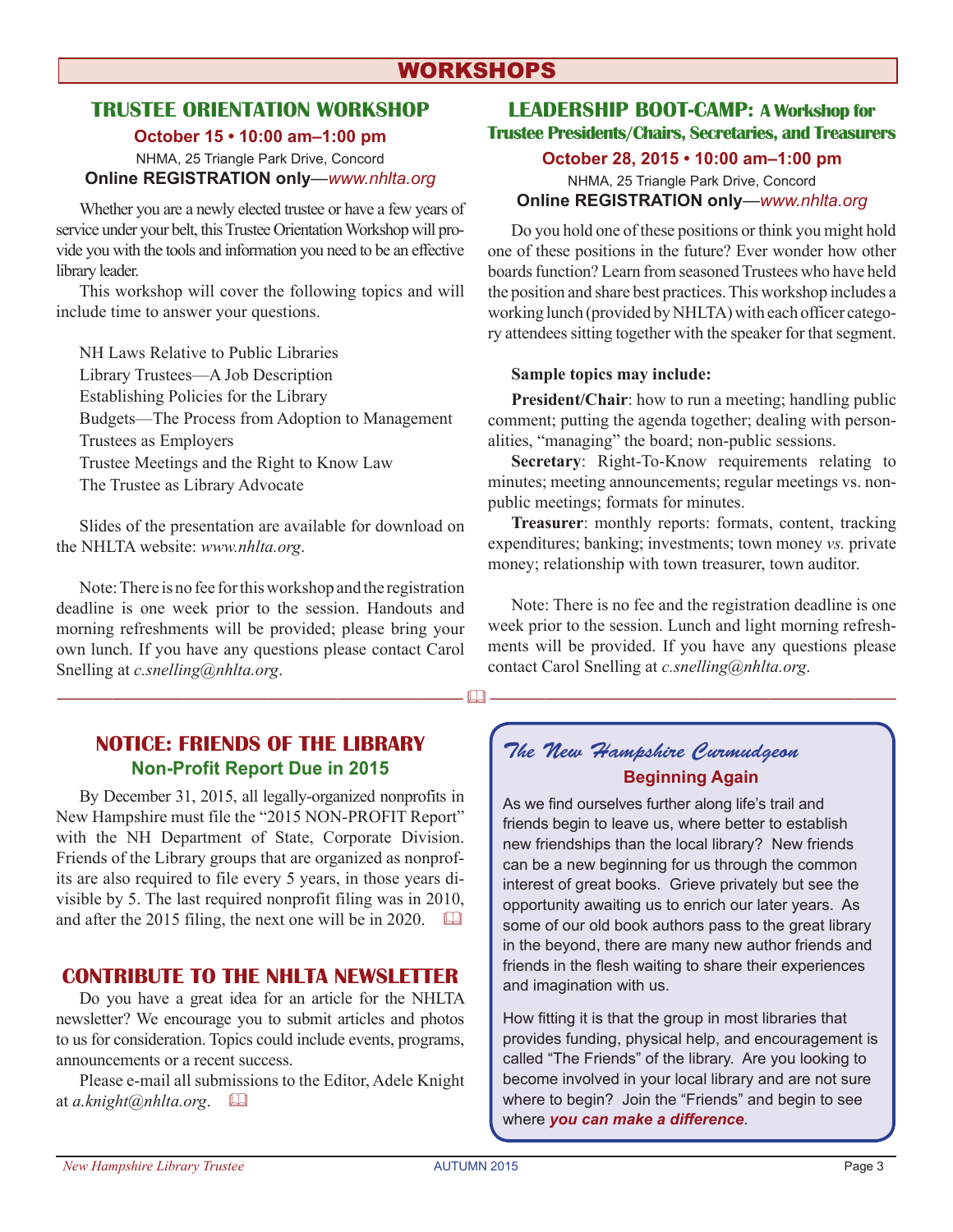# WORKSHOPS

## TRUSTEE ORIENTATION WORKSHOP

**October 15 • 10:00 am–1:00 pm**

NHMA, 25 Triangle Park Drive, Concord

**Online REGISTRATION only**—*www.nhlta.org*

Whether you are a newly elected trustee or have a few years of service under your belt, this Trustee Orientation Workshop will provide you with the tools and information you need to be an effective library leader.

This workshop will cover the following topics and will include time to answer your questions.

- NH Laws Relative to Public Libraries
- Library Trustees—A Job Description
- Establishing Policies for the Library
- Budgets—The Process from Adoption to Management
- Trustees as Employers
- Trustee Meetings and the Right to Know Law
- The Trustee as Library Advocate

Slides of the presentation are available for download on the NHLTA website: *www.nhlta.org*.

Note: There is no fee for this workshop and the registration deadline is one week prior to the session. Handouts and morning refreshments will be provided; please bring your own lunch. If you have any questions please contact Carol Snelling at *c.snelling@nhlta.org*.

## LEADERSHIP BOOT-CAMP: A Workshop for Trustee Presidents/Chairs, Secretaries, and Treasurers

**October 28, 2015 • 10:00 am–1:00 pm**

NHMA, 25 Triangle Park Drive, Concord

**Online REGISTRATION only**—*www.nhlta.org*

Do you hold one of these positions or think you might hold one of these positions in the future? Ever wonder how other boards function? Learn from seasoned Trustees who have held the position and share best practices. This workshop includes a working lunch (provided by NHLTA) with each officer category attendees sitting together with the speaker for that segment.

**Sample topics may include:**

**President/Chair**: how to run a meeting; handling public comment; putting the agenda together; dealing with personalities, "managing" the board; non-public sessions.

**Secretary**: Right-To-Know requirements relating to minutes; meeting announcements; regular meetings vs. non-public meetings; formats for minutes.

**Treasurer**: monthly reports: formats, content, tracking expenditures; banking; investments; town money *vs.* private money; relationship with town treasurer, town auditor.

Note: There is no fee and the registration deadline is one week prior to the session. Lunch and light morning refreshments will be provided. If you have any questions please contact Carol Snelling at *c.snelling@nhlta.org*.

---

## NOTICE: FRIENDS OF THE LIBRARY

**Non-Profit Report Due in 2015**

By December 31, 2015, all legally-organized nonprofits in New Hampshire must file the "2015 NON-PROFIT Report" with the NH Department of State, Corporate Division. Friends of the Library groups that are organized as nonprofits are also required to file every 5 years, in those years divisible by 5. The last required nonprofit filing was in 2010, and after the 2015 filing, the next one will be in 2020.

## CONTRIBUTE TO THE NHLTA NEWSLETTER

Do you have a great idea for an article for the NHLTA newsletter? We encourage you to submit articles and photos to us for consideration. Topics could include events, programs, announcements or a recent success.

Please e-mail all submissions to the Editor, Adele Knight at *a.knight@nhlta.org*.

## *The New Hampshire Curmudgeon*

**Beginning Again**

As we find ourselves further along life's trail and friends begin to leave us, where better to establish new friendships than the local library? New friends can be a new beginning for us through the common interest of great books. Grieve privately but see the opportunity awaiting us to enrich our later years. As some of our old book authors pass to the great library in the beyond, there are many new author friends and friends in the flesh waiting to share their experiences and imagination with us.

How fitting it is that the group in most libraries that provides funding, physical help, and encouragement is called "The Friends" of the library. Are you looking to become involved in your local library and are not sure where to begin? Join the "Friends" and begin to see where ***you can make a difference***.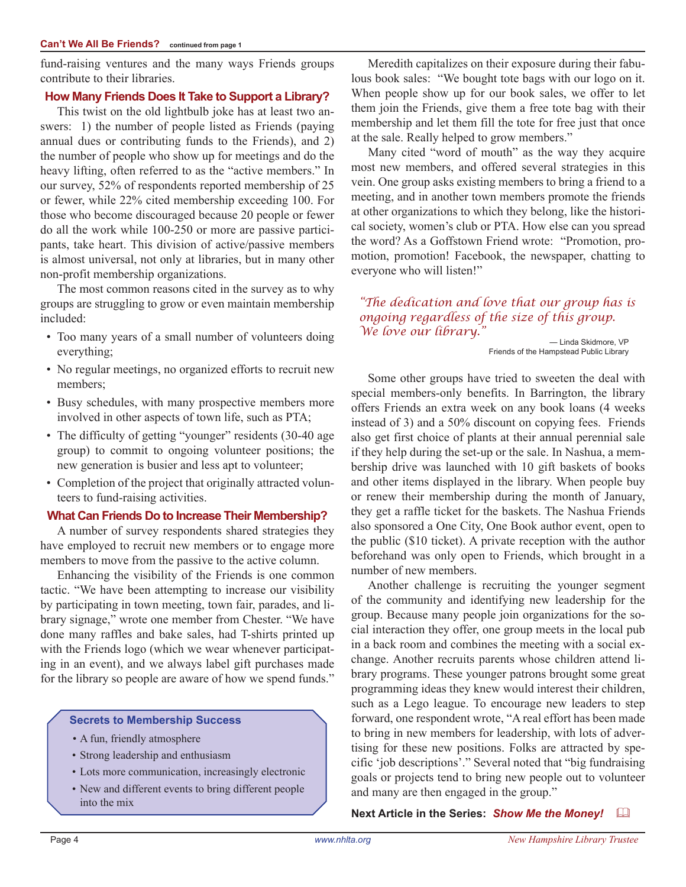**Can't We All Be Friends?** continued from page 1

fund-raising ventures and the many ways Friends groups contribute to their libraries.

### How Many Friends Does It Take to Support a Library?

This twist on the old lightbulb joke has at least two answers: 1) the number of people listed as Friends (paying annual dues or contributing funds to the Friends), and 2) the number of people who show up for meetings and do the heavy lifting, often referred to as the "active members." In our survey, 52% of respondents reported membership of 25 or fewer, while 22% cited membership exceeding 100. For those who become discouraged because 20 people or fewer do all the work while 100-250 or more are passive participants, take heart. This division of active/passive members is almost universal, not only at libraries, but in many other non-profit membership organizations.

The most common reasons cited in the survey as to why groups are struggling to grow or even maintain membership included:

- Too many years of a small number of volunteers doing everything;
- No regular meetings, no organized efforts to recruit new members;
- Busy schedules, with many prospective members more involved in other aspects of town life, such as PTA;
- The difficulty of getting "younger" residents (30-40 age group) to commit to ongoing volunteer positions; the new generation is busier and less apt to volunteer;
- Completion of the project that originally attracted volunteers to fund-raising activities.

### What Can Friends Do to Increase Their Membership?

A number of survey respondents shared strategies they have employed to recruit new members or to engage more members to move from the passive to the active column.

Enhancing the visibility of the Friends is one common tactic. "We have been attempting to increase our visibility by participating in town meeting, town fair, parades, and library signage," wrote one member from Chester. "We have done many raffles and bake sales, had T-shirts printed up with the Friends logo (which we wear whenever participating in an event), and we always label gift purchases made for the library so people are aware of how we spend funds."

> **Secrets to Membership Success**
>
> - A fun, friendly atmosphere
> - Strong leadership and enthusiasm
> - Lots more communication, increasingly electronic
> - New and different events to bring different people into the mix

Meredith capitalizes on their exposure during their fabulous book sales: "We bought tote bags with our logo on it. When people show up for our book sales, we offer to let them join the Friends, give them a free tote bag with their membership and let them fill the tote for free just that once at the sale. Really helped to grow members."

Many cited "word of mouth" as the way they acquire most new members, and offered several strategies in this vein. One group asks existing members to bring a friend to a meeting, and in another town members promote the friends at other organizations to which they belong, like the historical society, women's club or PTA. How else can you spread the word? As a Goffstown Friend wrote: "Promotion, promotion, promotion! Facebook, the newspaper, chatting to everyone who will listen!"

> *"The dedication and love that our group has is ongoing regardless of the size of this group. We love our library."*
>
> — Linda Skidmore, VP
> Friends of the Hampstead Public Library

Some other groups have tried to sweeten the deal with special members-only benefits. In Barrington, the library offers Friends an extra week on any book loans (4 weeks instead of 3) and a 50% discount on copying fees. Friends also get first choice of plants at their annual perennial sale if they help during the set-up or the sale. In Nashua, a membership drive was launched with 10 gift baskets of books and other items displayed in the library. When people buy or renew their membership during the month of January, they get a raffle ticket for the baskets. The Nashua Friends also sponsored a One City, One Book author event, open to the public ($10 ticket). A private reception with the author beforehand was only open to Friends, which brought in a number of new members.

Another challenge is recruiting the younger segment of the community and identifying new leadership for the group. Because many people join organizations for the social interaction they offer, one group meets in the local pub in a back room and combines the meeting with a social exchange. Another recruits parents whose children attend library programs. These younger patrons brought some great programming ideas they knew would interest their children, such as a Lego league. To encourage new leaders to step forward, one respondent wrote, "A real effort has been made to bring in new members for leadership, with lots of advertising for these new positions. Folks are attracted by specific 'job descriptions'." Several noted that "big fundraising goals or projects tend to bring new people out to volunteer and many are then engaged in the group."

**Next Article in the Series:** ***Show Me the Money!***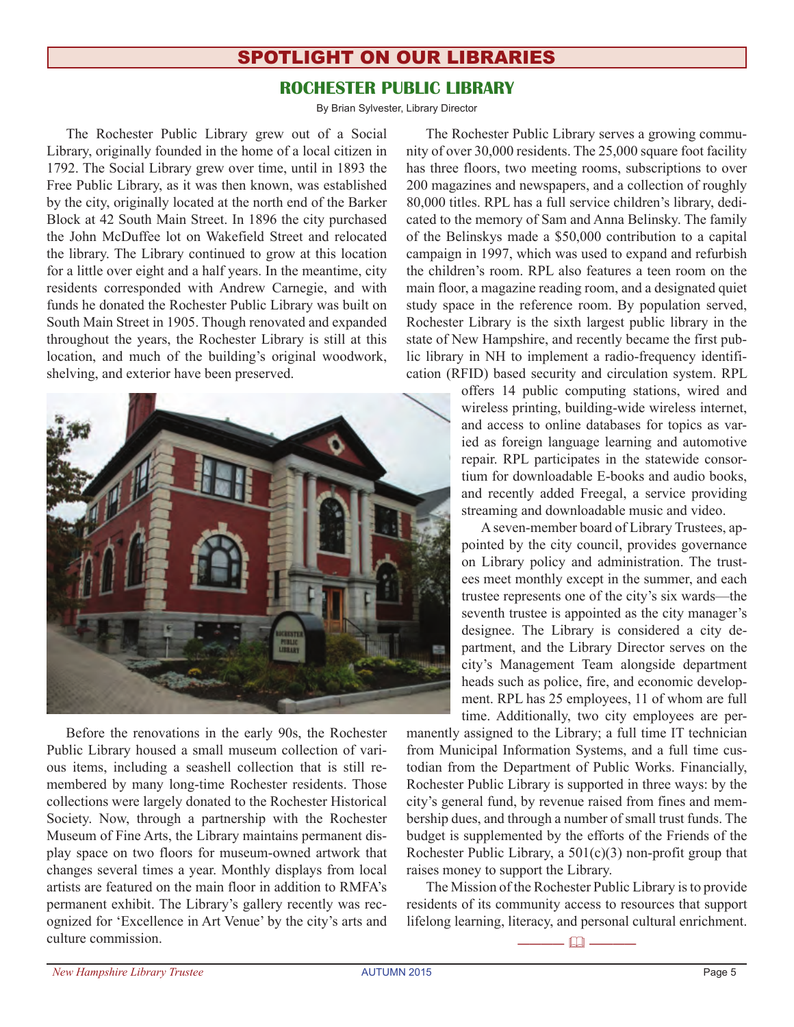## SPOTLIGHT ON OUR LIBRARIES

### ROCHESTER PUBLIC LIBRARY

By Brian Sylvester, Library Director

The Rochester Public Library grew out of a Social Library, originally founded in the home of a local citizen in 1792. The Social Library grew over time, until in 1893 the Free Public Library, as it was then known, was established by the city, originally located at the north end of the Barker Block at 42 South Main Street. In 1896 the city purchased the John McDuffee lot on Wakefield Street and relocated the library. The Library continued to grow at this location for a little over eight and a half years. In the meantime, city residents corresponded with Andrew Carnegie, and with funds he donated the Rochester Public Library was built on South Main Street in 1905. Though renovated and expanded throughout the years, the Rochester Library is still at this location, and much of the building's original woodwork, shelving, and exterior have been preserved.

Before the renovations in the early 90s, the Rochester Public Library housed a small museum collection of various items, including a seashell collection that is still remembered by many long-time Rochester residents. Those collections were largely donated to the Rochester Historical Society. Now, through a partnership with the Rochester Museum of Fine Arts, the Library maintains permanent display space on two floors for museum-owned artwork that changes several times a year. Monthly displays from local artists are featured on the main floor in addition to RMFA's permanent exhibit. The Library's gallery recently was recognized for 'Excellence in Art Venue' by the city's arts and culture commission.

The Rochester Public Library serves a growing community of over 30,000 residents. The 25,000 square foot facility has three floors, two meeting rooms, subscriptions to over 200 magazines and newspapers, and a collection of roughly 80,000 titles. RPL has a full service children's library, dedicated to the memory of Sam and Anna Belinsky. The family of the Belinskys made a $50,000 contribution to a capital campaign in 1997, which was used to expand and refurbish the children's room. RPL also features a teen room on the main floor, a magazine reading room, and a designated quiet study space in the reference room. By population served, Rochester Library is the sixth largest public library in the state of New Hampshire, and recently became the first public library in NH to implement a radio-frequency identification (RFID) based security and circulation system. RPL offers 14 public computing stations, wired and wireless printing, building-wide wireless internet, and access to online databases for topics as varied as foreign language learning and automotive repair. RPL participates in the statewide consortium for downloadable E-books and audio books, and recently added Freegal, a service providing streaming and downloadable music and video.

A seven-member board of Library Trustees, appointed by the city council, provides governance on Library policy and administration. The trustees meet monthly except in the summer, and each trustee represents one of the city's six wards—the seventh trustee is appointed as the city manager's designee. The Library is considered a city department, and the Library Director serves on the city's Management Team alongside department heads such as police, fire, and economic development. RPL has 25 employees, 11 of whom are full time. Additionally, two city employees are permanently assigned to the Library; a full time IT technician from Municipal Information Systems, and a full time custodian from the Department of Public Works. Financially, Rochester Public Library is supported in three ways: by the city's general fund, by revenue raised from fines and membership dues, and through a number of small trust funds. The budget is supplemented by the efforts of the Friends of the Rochester Public Library, a 501(c)(3) non-profit group that raises money to support the Library.

The Mission of the Rochester Public Library is to provide residents of its community access to resources that support lifelong learning, literacy, and personal cultural enrichment.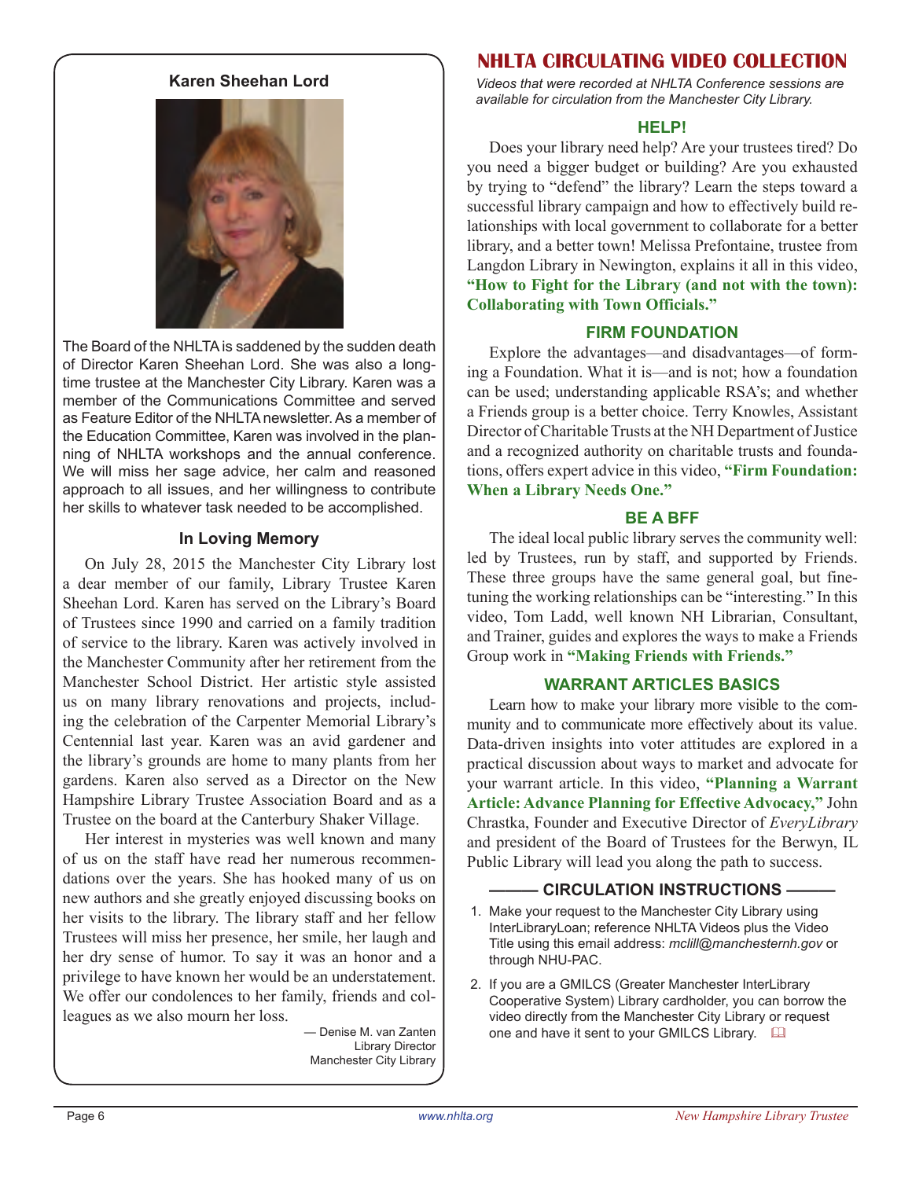## Karen Sheehan Lord

The Board of the NHLTA is saddened by the sudden death of Director Karen Sheehan Lord. She was also a longtime trustee at the Manchester City Library. Karen was a member of the Communications Committee and served as Feature Editor of the NHLTA newsletter. As a member of the Education Committee, Karen was involved in the planning of NHLTA workshops and the annual conference. We will miss her sage advice, her calm and reasoned approach to all issues, and her willingness to contribute her skills to whatever task needed to be accomplished.

### In Loving Memory

On July 28, 2015 the Manchester City Library lost a dear member of our family, Library Trustee Karen Sheehan Lord. Karen has served on the Library's Board of Trustees since 1990 and carried on a family tradition of service to the library. Karen was actively involved in the Manchester Community after her retirement from the Manchester School District. Her artistic style assisted us on many library renovations and projects, including the celebration of the Carpenter Memorial Library's Centennial last year. Karen was an avid gardener and the library's grounds are home to many plants from her gardens. Karen also served as a Director on the New Hampshire Library Trustee Association Board and as a Trustee on the board at the Canterbury Shaker Village.

Her interest in mysteries was well known and many of us on the staff have read her numerous recommendations over the years. She has hooked many of us on new authors and she greatly enjoyed discussing books on her visits to the library. The library staff and her fellow Trustees will miss her presence, her smile, her laugh and her dry sense of humor. To say it was an honor and a privilege to have known her would be an understatement. We offer our condolences to her family, friends and colleagues as we also mourn her loss.

— Denise M. van Zanten
Library Director
Manchester City Library

# NHLTA CIRCULATING VIDEO COLLECTION

*Videos that were recorded at NHLTA Conference sessions are available for circulation from the Manchester City Library.*

### HELP!

Does your library need help? Are your trustees tired? Do you need a bigger budget or building? Are you exhausted by trying to "defend" the library? Learn the steps toward a successful library campaign and how to effectively build relationships with local government to collaborate for a better library, and a better town! Melissa Prefontaine, trustee from Langdon Library in Newington, explains it all in this video, **"How to Fight for the Library (and not with the town): Collaborating with Town Officials."**

### FIRM FOUNDATION

Explore the advantages—and disadvantages—of forming a Foundation. What it is—and is not; how a foundation can be used; understanding applicable RSA's; and whether a Friends group is a better choice. Terry Knowles, Assistant Director of Charitable Trusts at the NH Department of Justice and a recognized authority on charitable trusts and foundations, offers expert advice in this video, **"Firm Foundation: When a Library Needs One."**

### BE A BFF

The ideal local public library serves the community well: led by Trustees, run by staff, and supported by Friends. These three groups have the same general goal, but fine-tuning the working relationships can be "interesting." In this video, Tom Ladd, well known NH Librarian, Consultant, and Trainer, guides and explores the ways to make a Friends Group work in **"Making Friends with Friends."**

### WARRANT ARTICLES BASICS

Learn how to make your library more visible to the community and to communicate more effectively about its value. Data-driven insights into voter attitudes are explored in a practical discussion about ways to market and advocate for your warrant article. In this video, **"Planning a Warrant Article: Advance Planning for Effective Advocacy,"** John Chrastka, Founder and Executive Director of *EveryLibrary* and president of the Board of Trustees for the Berwyn, IL Public Library will lead you along the path to success.

### CIRCULATION INSTRUCTIONS

1. Make your request to the Manchester City Library using InterLibraryLoan; reference NHLTA Videos plus the Video Title using this email address: *mclill@manchesternh.gov* or through NHU-PAC.
2. If you are a GMILCS (Greater Manchester InterLibrary Cooperative System) Library cardholder, you can borrow the video directly from the Manchester City Library or request one and have it sent to your GMILCS Library.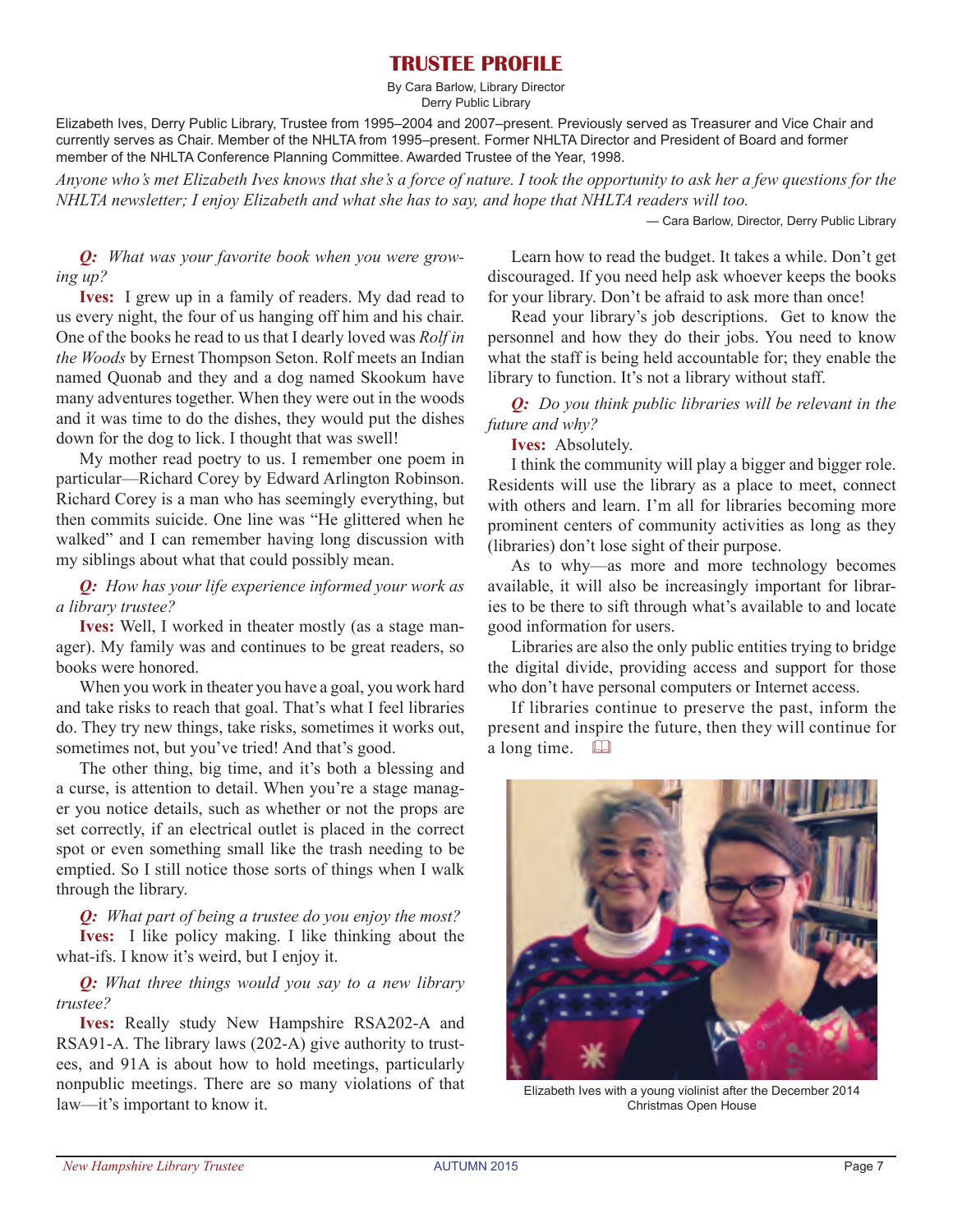# TRUSTEE PROFILE

By Cara Barlow, Library Director
Derry Public Library

Elizabeth Ives, Derry Public Library, Trustee from 1995–2004 and 2007–present. Previously served as Treasurer and Vice Chair and currently serves as Chair. Member of the NHLTA from 1995–present. Former NHLTA Director and President of Board and former member of the NHLTA Conference Planning Committee. Awarded Trustee of the Year, 1998.

*Anyone who's met Elizabeth Ives knows that she's a force of nature. I took the opportunity to ask her a few questions for the NHLTA newsletter; I enjoy Elizabeth and what she has to say, and hope that NHLTA readers will too.*

— Cara Barlow, Director, Derry Public Library

***Q:*** *What was your favorite book when you were growing up?*

**Ives:** I grew up in a family of readers. My dad read to us every night, the four of us hanging off him and his chair. One of the books he read to us that I dearly loved was *Rolf in the Woods* by Ernest Thompson Seton. Rolf meets an Indian named Quonab and they and a dog named Skookum have many adventures together. When they were out in the woods and it was time to do the dishes, they would put the dishes down for the dog to lick. I thought that was swell!

My mother read poetry to us. I remember one poem in particular—Richard Corey by Edward Arlington Robinson. Richard Corey is a man who has seemingly everything, but then commits suicide. One line was "He glittered when he walked" and I can remember having long discussion with my siblings about what that could possibly mean.

***Q:*** *How has your life experience informed your work as a library trustee?*

**Ives:** Well, I worked in theater mostly (as a stage manager). My family was and continues to be great readers, so books were honored.

When you work in theater you have a goal, you work hard and take risks to reach that goal. That's what I feel libraries do. They try new things, take risks, sometimes it works out, sometimes not, but you've tried! And that's good.

The other thing, big time, and it's both a blessing and a curse, is attention to detail. When you're a stage manager you notice details, such as whether or not the props are set correctly, if an electrical outlet is placed in the correct spot or even something small like the trash needing to be emptied. So I still notice those sorts of things when I walk through the library.

***Q:*** *What part of being a trustee do you enjoy the most?*

**Ives:** I like policy making. I like thinking about the what-ifs. I know it's weird, but I enjoy it.

***Q:*** *What three things would you say to a new library trustee?*

**Ives:** Really study New Hampshire RSA202-A and RSA91-A. The library laws (202-A) give authority to trustees, and 91A is about how to hold meetings, particularly nonpublic meetings. There are so many violations of that law—it's important to know it.

Learn how to read the budget. It takes a while. Don't get discouraged. If you need help ask whoever keeps the books for your library. Don't be afraid to ask more than once!

Read your library's job descriptions. Get to know the personnel and how they do their jobs. You need to know what the staff is being held accountable for; they enable the library to function. It's not a library without staff.

***Q:*** *Do you think public libraries will be relevant in the future and why?*

**Ives:** Absolutely.

I think the community will play a bigger and bigger role. Residents will use the library as a place to meet, connect with others and learn. I'm all for libraries becoming more prominent centers of community activities as long as they (libraries) don't lose sight of their purpose.

As to why—as more and more technology becomes available, it will also be increasingly important for libraries to be there to sift through what's available to and locate good information for users.

Libraries are also the only public entities trying to bridge the digital divide, providing access and support for those who don't have personal computers or Internet access.

If libraries continue to preserve the past, inform the present and inspire the future, then they will continue for a long time.

Elizabeth Ives with a young violinist after the December 2014 Christmas Open House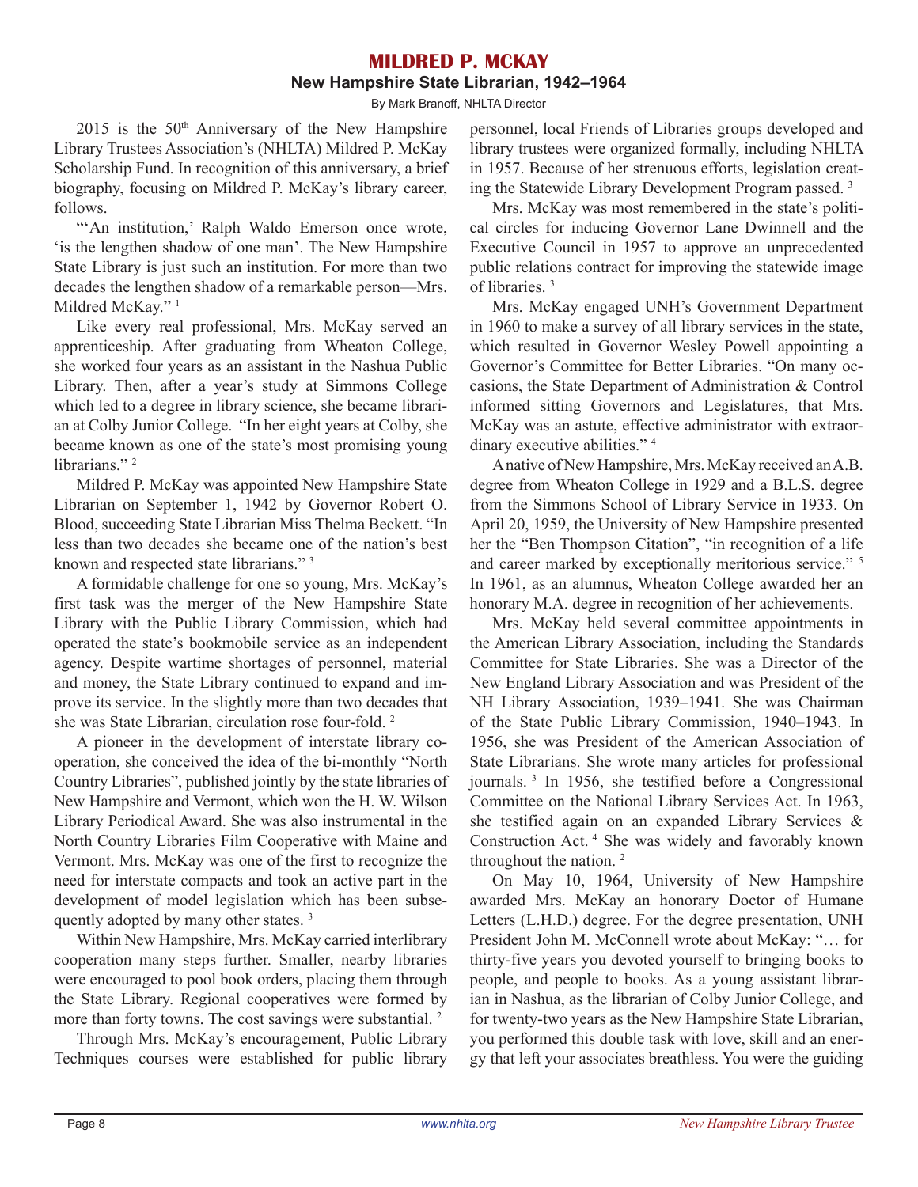# MILDRED P. MCKAY

## New Hampshire State Librarian, 1942–1964

By Mark Branoff, NHLTA Director

2015 is the 50th Anniversary of the New Hampshire Library Trustees Association's (NHLTA) Mildred P. McKay Scholarship Fund. In recognition of this anniversary, a brief biography, focusing on Mildred P. McKay's library career, follows.

"'An institution,' Ralph Waldo Emerson once wrote, 'is the lengthen shadow of one man'. The New Hampshire State Library is just such an institution. For more than two decades the lengthen shadow of a remarkable person—Mrs. Mildred McKay." [1]

Like every real professional, Mrs. McKay served an apprenticeship. After graduating from Wheaton College, she worked four years as an assistant in the Nashua Public Library. Then, after a year's study at Simmons College which led to a degree in library science, she became librarian at Colby Junior College. "In her eight years at Colby, she became known as one of the state's most promising young librarians." [2]

Mildred P. McKay was appointed New Hampshire State Librarian on September 1, 1942 by Governor Robert O. Blood, succeeding State Librarian Miss Thelma Beckett. "In less than two decades she became one of the nation's best known and respected state librarians." [3]

A formidable challenge for one so young, Mrs. McKay's first task was the merger of the New Hampshire State Library with the Public Library Commission, which had operated the state's bookmobile service as an independent agency. Despite wartime shortages of personnel, material and money, the State Library continued to expand and improve its service. In the slightly more than two decades that she was State Librarian, circulation rose four-fold. [2]

A pioneer in the development of interstate library cooperation, she conceived the idea of the bi-monthly "North Country Libraries", published jointly by the state libraries of New Hampshire and Vermont, which won the H. W. Wilson Library Periodical Award. She was also instrumental in the North Country Libraries Film Cooperative with Maine and Vermont. Mrs. McKay was one of the first to recognize the need for interstate compacts and took an active part in the development of model legislation which has been subsequently adopted by many other states. [3]

Within New Hampshire, Mrs. McKay carried interlibrary cooperation many steps further. Smaller, nearby libraries were encouraged to pool book orders, placing them through the State Library. Regional cooperatives were formed by more than forty towns. The cost savings were substantial. [2]

Through Mrs. McKay's encouragement, Public Library Techniques courses were established for public library personnel, local Friends of Libraries groups developed and library trustees were organized formally, including NHLTA in 1957. Because of her strenuous efforts, legislation creating the Statewide Library Development Program passed. [3]

Mrs. McKay was most remembered in the state's political circles for inducing Governor Lane Dwinnell and the Executive Council in 1957 to approve an unprecedented public relations contract for improving the statewide image of libraries. [3]

Mrs. McKay engaged UNH's Government Department in 1960 to make a survey of all library services in the state, which resulted in Governor Wesley Powell appointing a Governor's Committee for Better Libraries. "On many occasions, the State Department of Administration & Control informed sitting Governors and Legislatures, that Mrs. McKay was an astute, effective administrator with extraordinary executive abilities." [4]

A native of New Hampshire, Mrs. McKay received an A.B. degree from Wheaton College in 1929 and a B.L.S. degree from the Simmons School of Library Service in 1933. On April 20, 1959, the University of New Hampshire presented her the "Ben Thompson Citation", "in recognition of a life and career marked by exceptionally meritorious service." [5] In 1961, as an alumnus, Wheaton College awarded her an honorary M.A. degree in recognition of her achievements.

Mrs. McKay held several committee appointments in the American Library Association, including the Standards Committee for State Libraries. She was a Director of the New England Library Association and was President of the NH Library Association, 1939–1941. She was Chairman of the State Public Library Commission, 1940–1943. In 1956, she was President of the American Association of State Librarians. She wrote many articles for professional journals. [3] In 1956, she testified before a Congressional Committee on the National Library Services Act. In 1963, she testified again on an expanded Library Services & Construction Act. [4] She was widely and favorably known throughout the nation. [2]

On May 10, 1964, University of New Hampshire awarded Mrs. McKay an honorary Doctor of Humane Letters (L.H.D.) degree. For the degree presentation, UNH President John M. McConnell wrote about McKay: "… for thirty-five years you devoted yourself to bringing books to people, and people to books. As a young assistant librarian in Nashua, as the librarian of Colby Junior College, and for twenty-two years as the New Hampshire State Librarian, you performed this double task with love, skill and an energy that left your associates breathless. You were the guiding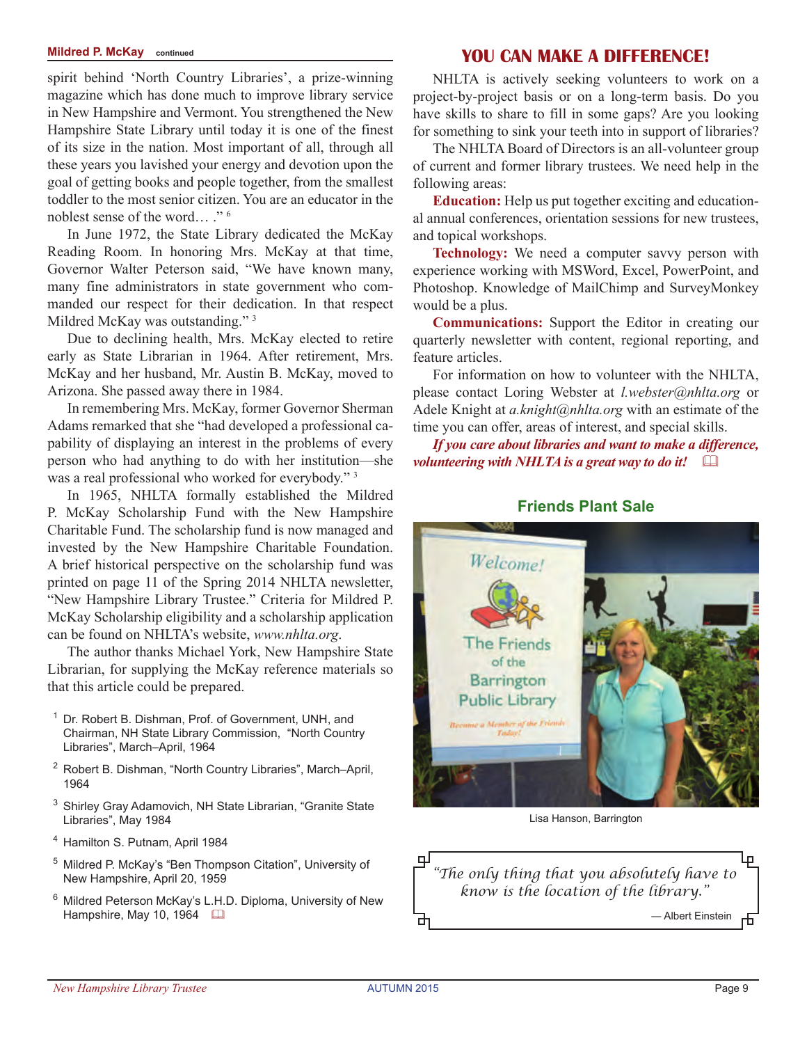## Mildred P. McKay *continued*

spirit behind 'North Country Libraries', a prize-winning magazine which has done much to improve library service in New Hampshire and Vermont. You strengthened the New Hampshire State Library until today it is one of the finest of its size in the nation. Most important of all, through all these years you lavished your energy and devotion upon the goal of getting books and people together, from the smallest toddler to the most senior citizen. You are an educator in the noblest sense of the word… ." [6]

In June 1972, the State Library dedicated the McKay Reading Room. In honoring Mrs. McKay at that time, Governor Walter Peterson said, "We have known many, many fine administrators in state government who commanded our respect for their dedication. In that respect Mildred McKay was outstanding." [3]

Due to declining health, Mrs. McKay elected to retire early as State Librarian in 1964. After retirement, Mrs. McKay and her husband, Mr. Austin B. McKay, moved to Arizona. She passed away there in 1984.

In remembering Mrs. McKay, former Governor Sherman Adams remarked that she "had developed a professional capability of displaying an interest in the problems of every person who had anything to do with her institution—she was a real professional who worked for everybody." [3]

In 1965, NHLTA formally established the Mildred P. McKay Scholarship Fund with the New Hampshire Charitable Fund. The scholarship fund is now managed and invested by the New Hampshire Charitable Foundation. A brief historical perspective on the scholarship fund was printed on page 11 of the Spring 2014 NHLTA newsletter, "New Hampshire Library Trustee." Criteria for Mildred P. McKay Scholarship eligibility and a scholarship application can be found on NHLTA's website, *www.nhlta.org*.

The author thanks Michael York, New Hampshire State Librarian, for supplying the McKay reference materials so that this article could be prepared.

1. Dr. Robert B. Dishman, Prof. of Government, UNH, and Chairman, NH State Library Commission, "North Country Libraries", March–April, 1964
2. Robert B. Dishman, "North Country Libraries", March–April, 1964
3. Shirley Gray Adamovich, NH State Librarian, "Granite State Libraries", May 1984
4. Hamilton S. Putnam, April 1984
5. Mildred P. McKay's "Ben Thompson Citation", University of New Hampshire, April 20, 1959
6. Mildred Peterson McKay's L.H.D. Diploma, University of New Hampshire, May 10, 1964

## YOU CAN MAKE A DIFFERENCE!

NHLTA is actively seeking volunteers to work on a project-by-project basis or on a long-term basis. Do you have skills to share to fill in some gaps? Are you looking for something to sink your teeth into in support of libraries?

The NHLTA Board of Directors is an all-volunteer group of current and former library trustees. We need help in the following areas:

**Education:** Help us put together exciting and educational annual conferences, orientation sessions for new trustees, and topical workshops.

**Technology:** We need a computer savvy person with experience working with MSWord, Excel, PowerPoint, and Photoshop. Knowledge of MailChimp and SurveyMonkey would be a plus.

**Communications:** Support the Editor in creating our quarterly newsletter with content, regional reporting, and feature articles.

For information on how to volunteer with the NHLTA, please contact Loring Webster at *l.webster@nhlta.org* or Adele Knight at *a.knight@nhlta.org* with an estimate of the time you can offer, areas of interest, and special skills.

***If you care about libraries and want to make a difference, volunteering with NHLTA is a great way to do it!***

## Friends Plant Sale

Lisa Hanson, Barrington

> *"The only thing that you absolutely have to know is the location of the library."*
>
> — Albert Einstein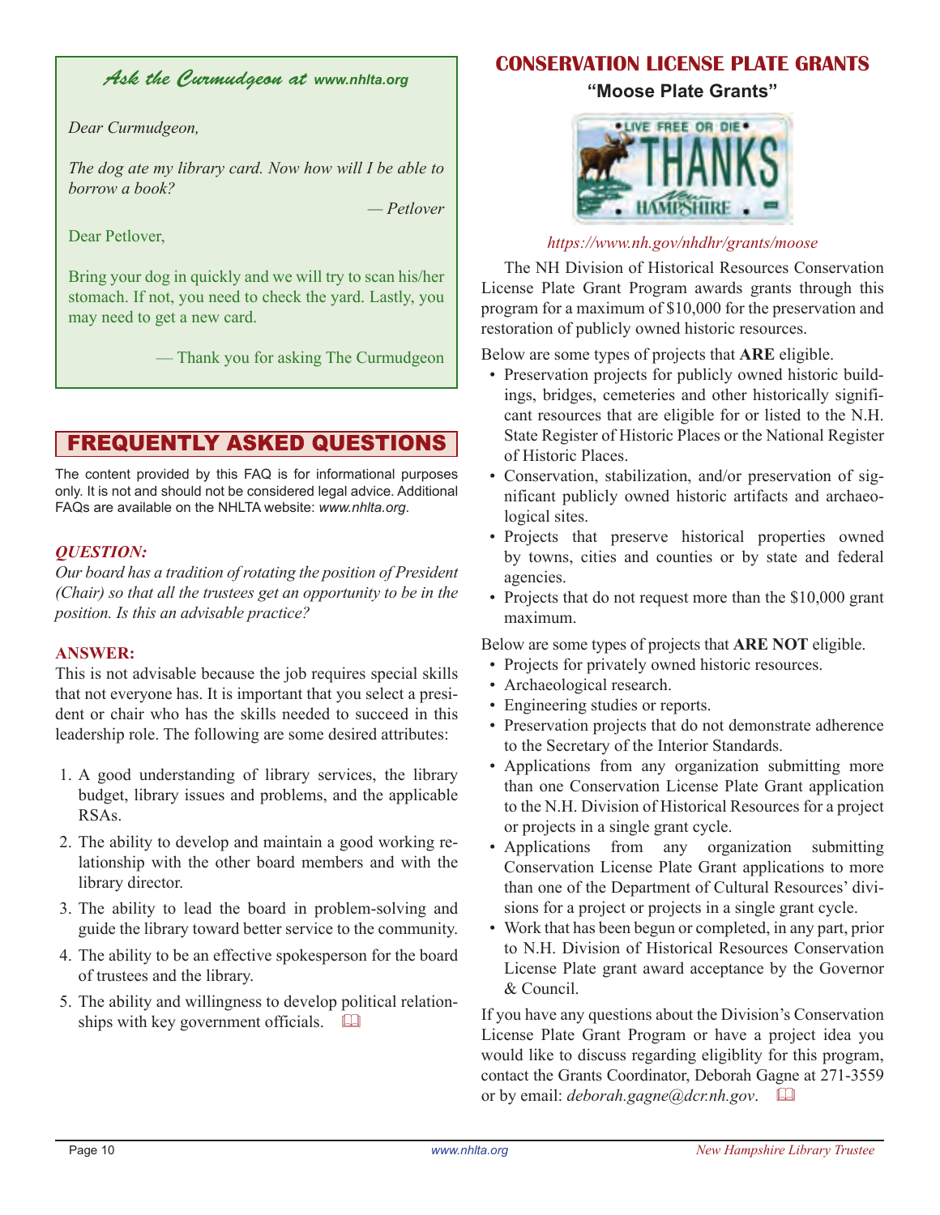## Ask the Curmudgeon at www.nhlta.org

*Dear Curmudgeon,*

*The dog ate my library card. Now how will I be able to borrow a book?*

*— Petlover*

Dear Petlover,

Bring your dog in quickly and we will try to scan his/her stomach. If not, you need to check the yard. Lastly, you may need to get a new card.

— Thank you for asking The Curmudgeon

## FREQUENTLY ASKED QUESTIONS

The content provided by this FAQ is for informational purposes only. It is not and should not be considered legal advice. Additional FAQs are available on the NHLTA website: *www.nhlta.org*.

***QUESTION:***

*Our board has a tradition of rotating the position of President (Chair) so that all the trustees get an opportunity to be in the position. Is this an advisable practice?*

**ANSWER:**

This is not advisable because the job requires special skills that not everyone has. It is important that you select a president or chair who has the skills needed to succeed in this leadership role. The following are some desired attributes:

1. A good understanding of library services, the library budget, library issues and problems, and the applicable RSAs.
2. The ability to develop and maintain a good working relationship with the other board members and with the library director.
3. The ability to lead the board in problem-solving and guide the library toward better service to the community.
4. The ability to be an effective spokesperson for the board of trustees and the library.
5. The ability and willingness to develop political relationships with key government officials.

## CONSERVATION LICENSE PLATE GRANTS

### "Moose Plate Grants"

*https://www.nh.gov/nhdhr/grants/moose*

The NH Division of Historical Resources Conservation License Plate Grant Program awards grants through this program for a maximum of $10,000 for the preservation and restoration of publicly owned historic resources.

Below are some types of projects that **ARE** eligible.

- Preservation projects for publicly owned historic buildings, bridges, cemeteries and other historically significant resources that are eligible for or listed to the N.H. State Register of Historic Places or the National Register of Historic Places.
- Conservation, stabilization, and/or preservation of significant publicly owned historic artifacts and archaeological sites.
- Projects that preserve historical properties owned by towns, cities and counties or by state and federal agencies.
- Projects that do not request more than the $10,000 grant maximum.

Below are some types of projects that **ARE NOT** eligible.

- Projects for privately owned historic resources.
- Archaeological research.
- Engineering studies or reports.
- Preservation projects that do not demonstrate adherence to the Secretary of the Interior Standards.
- Applications from any organization submitting more than one Conservation License Plate Grant application to the N.H. Division of Historical Resources for a project or projects in a single grant cycle.
- Applications from any organization submitting Conservation License Plate Grant applications to more than one of the Department of Cultural Resources' divisions for a project or projects in a single grant cycle.
- Work that has been begun or completed, in any part, prior to N.H. Division of Historical Resources Conservation License Plate grant award acceptance by the Governor & Council.

If you have any questions about the Division's Conservation License Plate Grant Program or have a project idea you would like to discuss regarding eligiblity for this program, contact the Grants Coordinator, Deborah Gagne at 271-3559 or by email: *deborah.gagne@dcr.nh.gov*.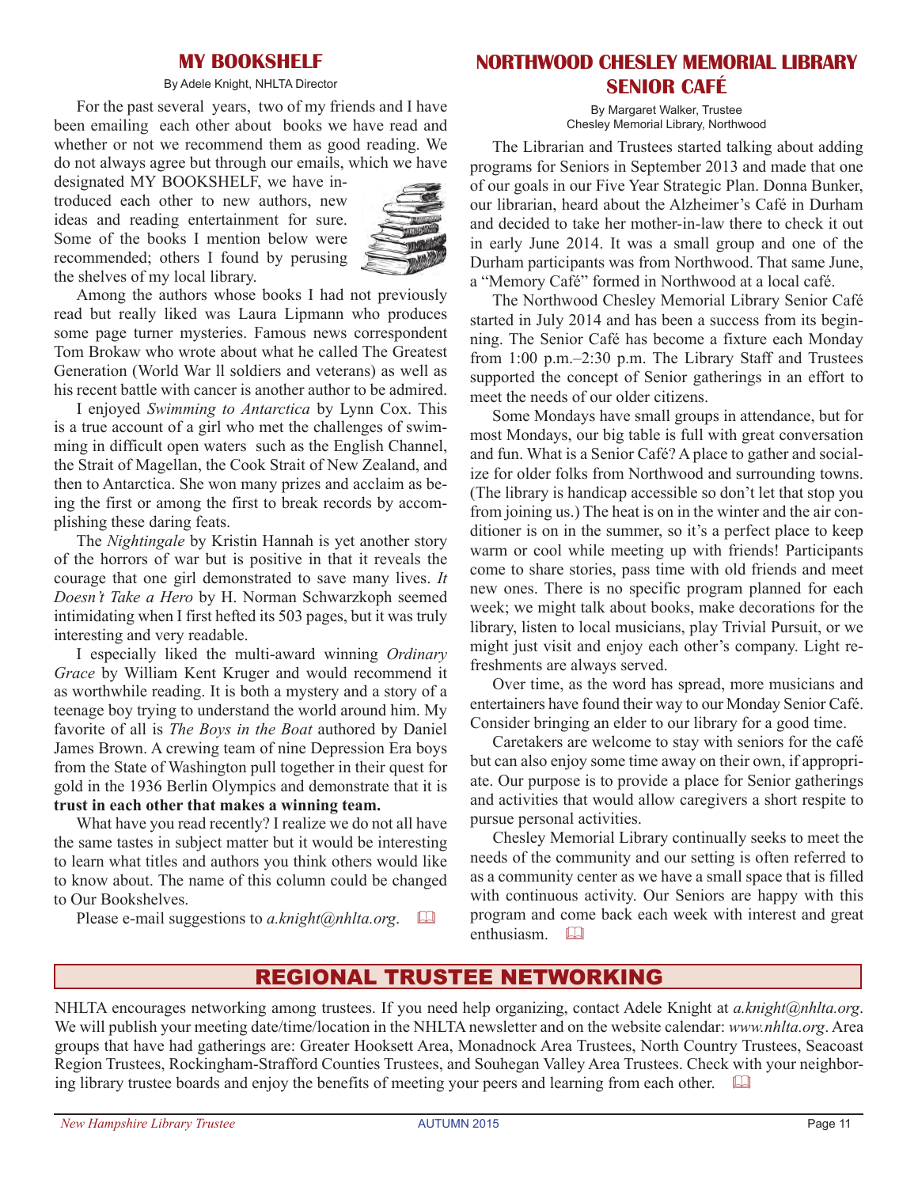## MY BOOKSHELF

By Adele Knight, NHLTA Director

For the past several years, two of my friends and I have been emailing each other about books we have read and whether or not we recommend them as good reading. We do not always agree but through our emails, which we have designated MY BOOKSHELF, we have introduced each other to new authors, new ideas and reading entertainment for sure. Some of the books I mention below were recommended; others I found by perusing the shelves of my local library.

Among the authors whose books I had not previously read but really liked was Laura Lipmann who produces some page turner mysteries. Famous news correspondent Tom Brokaw who wrote about what he called The Greatest Generation (World War ll soldiers and veterans) as well as his recent battle with cancer is another author to be admired.

I enjoyed *Swimming to Antarctica* by Lynn Cox. This is a true account of a girl who met the challenges of swimming in difficult open waters such as the English Channel, the Strait of Magellan, the Cook Strait of New Zealand, and then to Antarctica. She won many prizes and acclaim as being the first or among the first to break records by accomplishing these daring feats.

The *Nightingale* by Kristin Hannah is yet another story of the horrors of war but is positive in that it reveals the courage that one girl demonstrated to save many lives. *It Doesn't Take a Hero* by H. Norman Schwarzkoph seemed intimidating when I first hefted its 503 pages, but it was truly interesting and very readable.

I especially liked the multi-award winning *Ordinary Grace* by William Kent Kruger and would recommend it as worthwhile reading. It is both a mystery and a story of a teenage boy trying to understand the world around him. My favorite of all is *The Boys in the Boat* authored by Daniel James Brown. A crewing team of nine Depression Era boys from the State of Washington pull together in their quest for gold in the 1936 Berlin Olympics and demonstrate that it is **trust in each other that makes a winning team.**

What have you read recently? I realize we do not all have the same tastes in subject matter but it would be interesting to learn what titles and authors you think others would like to know about. The name of this column could be changed to Our Bookshelves.

Please e-mail suggestions to *a.knight@nhlta.org*.

## NORTHWOOD CHESLEY MEMORIAL LIBRARY SENIOR CAFÉ

By Margaret Walker, Trustee
Chesley Memorial Library, Northwood

The Librarian and Trustees started talking about adding programs for Seniors in September 2013 and made that one of our goals in our Five Year Strategic Plan. Donna Bunker, our librarian, heard about the Alzheimer's Café in Durham and decided to take her mother-in-law there to check it out in early June 2014. It was a small group and one of the Durham participants was from Northwood. That same June, a "Memory Café" formed in Northwood at a local café.

The Northwood Chesley Memorial Library Senior Café started in July 2014 and has been a success from its beginning. The Senior Café has become a fixture each Monday from 1:00 p.m.–2:30 p.m. The Library Staff and Trustees supported the concept of Senior gatherings in an effort to meet the needs of our older citizens.

Some Mondays have small groups in attendance, but for most Mondays, our big table is full with great conversation and fun. What is a Senior Café? A place to gather and socialize for older folks from Northwood and surrounding towns. (The library is handicap accessible so don't let that stop you from joining us.) The heat is on in the winter and the air conditioner is on in the summer, so it's a perfect place to keep warm or cool while meeting up with friends! Participants come to share stories, pass time with old friends and meet new ones. There is no specific program planned for each week; we might talk about books, make decorations for the library, listen to local musicians, play Trivial Pursuit, or we might just visit and enjoy each other's company. Light refreshments are always served.

Over time, as the word has spread, more musicians and entertainers have found their way to our Monday Senior Café. Consider bringing an elder to our library for a good time.

Caretakers are welcome to stay with seniors for the café but can also enjoy some time away on their own, if appropriate. Our purpose is to provide a place for Senior gatherings and activities that would allow caregivers a short respite to pursue personal activities.

Chesley Memorial Library continually seeks to meet the needs of the community and our setting is often referred to as a community center as we have a small space that is filled with continuous activity. Our Seniors are happy with this program and come back each week with interest and great enthusiasm.

## REGIONAL TRUSTEE NETWORKING

NHLTA encourages networking among trustees. If you need help organizing, contact Adele Knight at *a.knight@nhlta.org*. We will publish your meeting date/time/location in the NHLTA newsletter and on the website calendar: *www.nhlta.org*. Area groups that have had gatherings are: Greater Hooksett Area, Monadnock Area Trustees, North Country Trustees, Seacoast Region Trustees, Rockingham-Strafford Counties Trustees, and Souhegan Valley Area Trustees. Check with your neighboring library trustee boards and enjoy the benefits of meeting your peers and learning from each other.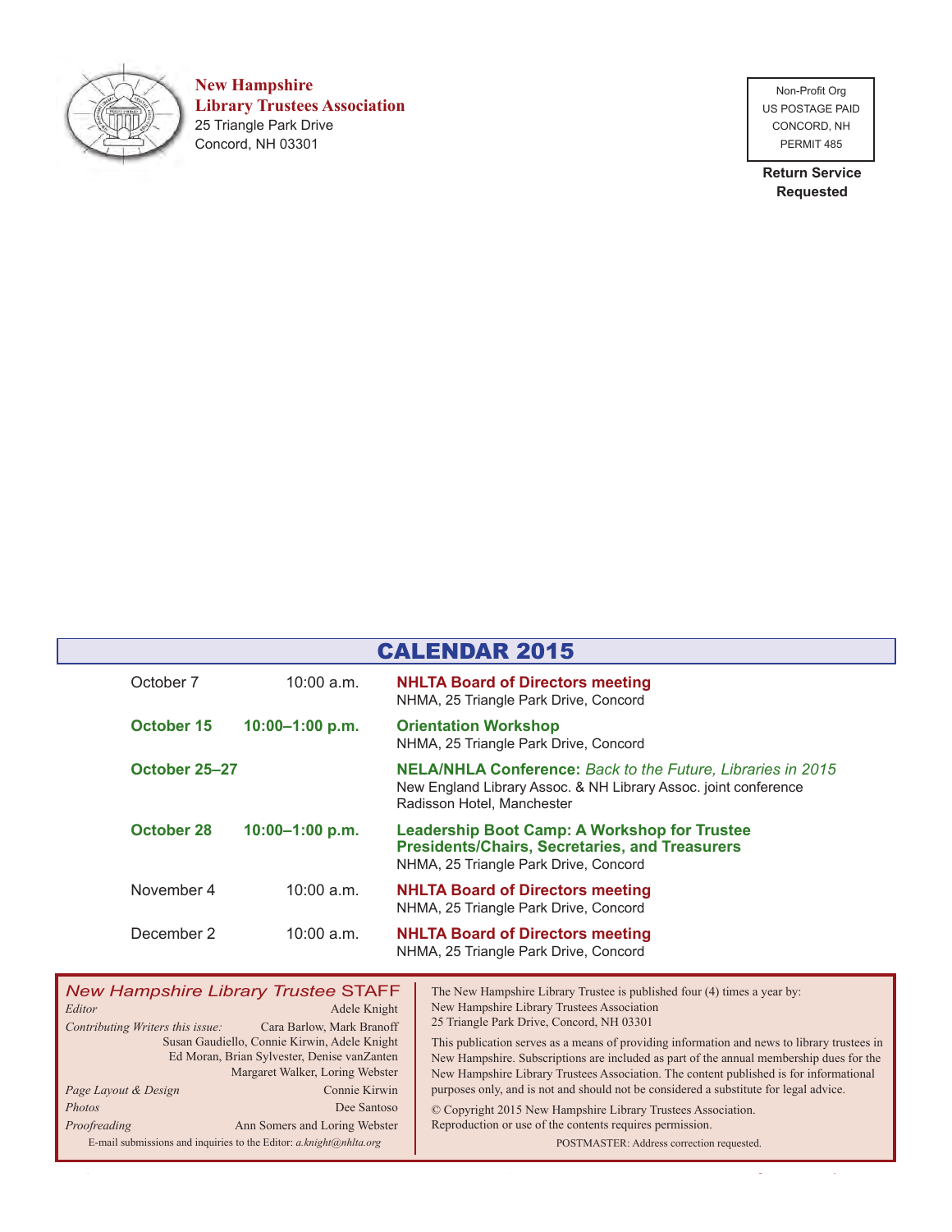**New Hampshire Library Trustees Association**
25 Triangle Park Drive
Concord, NH 03301

Non-Profit Org
US POSTAGE PAID
CONCORD, NH
PERMIT 485

**Return Service Requested**

## CALENDAR 2015

| | | |
|---|---|---|
| October 7 | 10:00 a.m. | **NHLTA Board of Directors meeting**<br>NHMA, 25 Triangle Park Drive, Concord |
| **October 15** | **10:00–1:00 p.m.** | **Orientation Workshop**<br>NHMA, 25 Triangle Park Drive, Concord |
| **October 25–27** | | **NELA/NHLA Conference:** *Back to the Future, Libraries in 2015*<br>New England Library Assoc. & NH Library Assoc. joint conference<br>Radisson Hotel, Manchester |
| **October 28** | **10:00–1:00 p.m.** | **Leadership Boot Camp: A Workshop for Trustee Presidents/Chairs, Secretaries, and Treasurers**<br>NHMA, 25 Triangle Park Drive, Concord |
| November 4 | 10:00 a.m. | **NHLTA Board of Directors meeting**<br>NHMA, 25 Triangle Park Drive, Concord |
| December 2 | 10:00 a.m. | **NHLTA Board of Directors meeting**<br>NHMA, 25 Triangle Park Drive, Concord |

### *New Hampshire Library Trustee* STAFF

*Editor* — Adele Knight

*Contributing Writers this issue:* — Cara Barlow, Mark Branoff, Susan Gaudiello, Connie Kirwin, Adele Knight, Ed Moran, Brian Sylvester, Denise vanZanten, Margaret Walker, Loring Webster

*Page Layout & Design* — Connie Kirwin

*Photos* — Dee Santoso

*Proofreading* — Ann Somers and Loring Webster

E-mail submissions and inquiries to the Editor: *a.knight@nhlta.org*

The New Hampshire Library Trustee is published four (4) times a year by:
New Hampshire Library Trustees Association
25 Triangle Park Drive, Concord, NH 03301

This publication serves as a means of providing information and news to library trustees in New Hampshire. Subscriptions are included as part of the annual membership dues for the New Hampshire Library Trustees Association. The content published is for informational purposes only, and is not and should not be considered a substitute for legal advice.

© Copyright 2015 New Hampshire Library Trustees Association.
Reproduction or use of the contents requires permission.

POSTMASTER: Address correction requested.